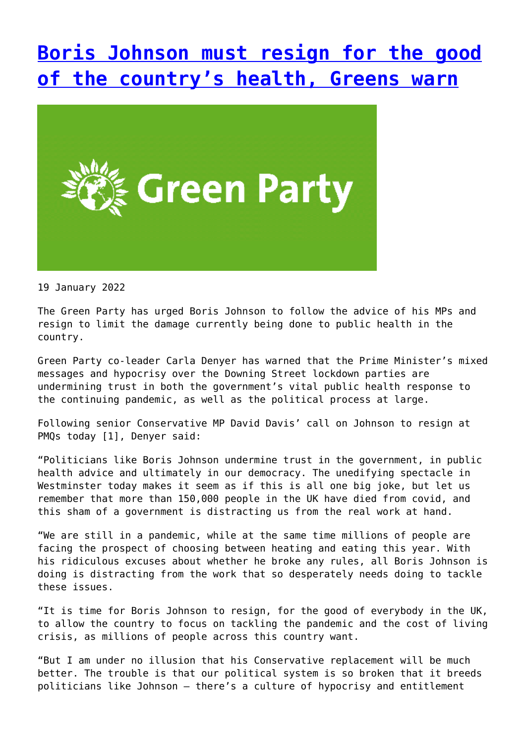# [Boris Johnson must resign for the good of the country's health, Greens warn]

19 January 2022

The Green Party has urged Boris Johnson to follow the advice of his MPs and resign to limit the damage currently being done to public health in the country.

Green Party co-leader Carla Denyer has warned that the Prime Minister's mixed messages and hypocrisy over the Downing Street lockdown parties are undermining trust in both the government's vital public health response to the continuing pandemic, as well as the political process at large.

Following senior Conservative MP David Davis' call on Johnson to resign at PMQs today [1], Denyer said:

"Politicians like Boris Johnson undermine trust in the government, in public health advice and ultimately in our democracy. The unedifying spectacle in Westminster today makes it seem as if this is all one big joke, but let us remember that more than 150,000 people in the UK have died from covid, and this sham of a government is distracting us from the real work at hand.

"We are still in a pandemic, while at the same time millions of people are facing the prospect of choosing between heating and eating this year. With his ridiculous excuses about whether he broke any rules, all Boris Johnson is doing is distracting from the work that so desperately needs doing to tackle these issues.

"It is time for Boris Johnson to resign, for the good of everybody in the UK, to allow the country to focus on tackling the pandemic and the cost of living crisis, as millions of people across this country want.

"But I am under no illusion that his Conservative replacement will be much better. The trouble is that our political system is so broken that it breeds politicians like Johnson – there's a culture of hypocrisy and entitlement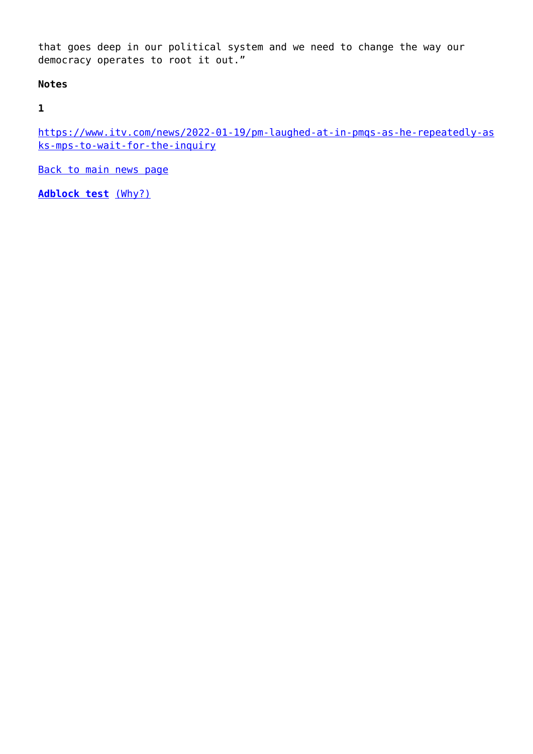that goes deep in our political system and we need to change the way our democracy operates to root it out."

**Notes**

**1**

https://www.itv.com/news/2022-01-19/pm-laughed-at-in-pmqs-as-he-repeatedly-asks-mps-to-wait-for-the-inquiry

Back to main news page

**Adblock test** (Why?)